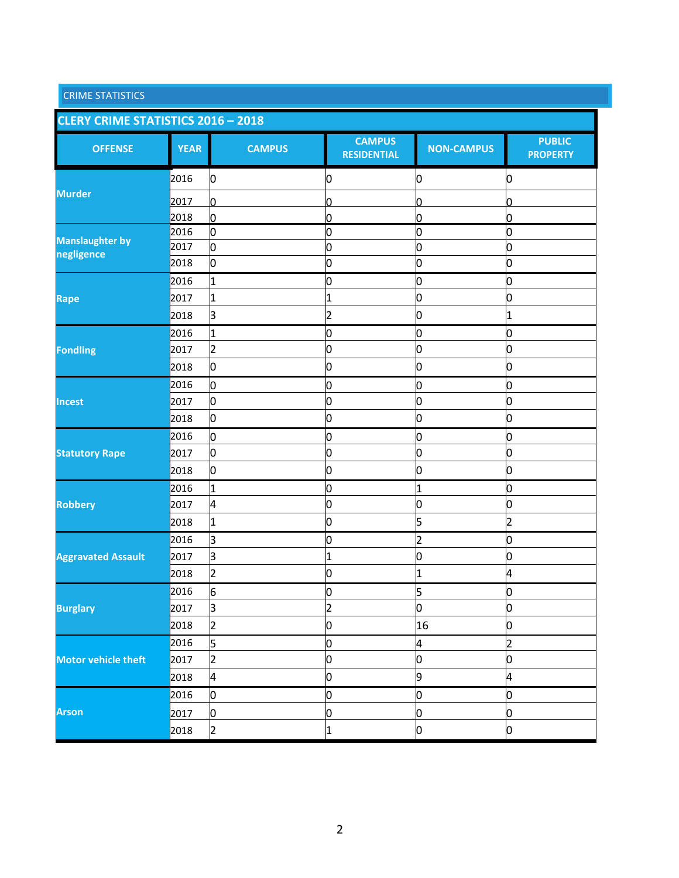CRIME STATISTICS

## CLERY CRIME STATISTICS 2016 – 2018

| OFFENSE | YEAR | CAMPUS | CAMPUS RESIDENTIAL | NON-CAMPUS | PUBLIC PROPERTY |
|---|---|---|---|---|---|
| Murder | 2016 | 0 | 0 | 0 | 0 |
| | 2017 | 0 | 0 | 0 | 0 |
| | 2018 | 0 | 0 | 0 | 0 |
| Manslaughter by negligence | 2016 | 0 | 0 | 0 | 0 |
| | 2017 | 0 | 0 | 0 | 0 |
| | 2018 | 0 | 0 | 0 | 0 |
| Rape | 2016 | 1 | 0 | 0 | 0 |
| | 2017 | 1 | 1 | 0 | 0 |
| | 2018 | 3 | 2 | 0 | 1 |
| Fondling | 2016 | 1 | 0 | 0 | 0 |
| | 2017 | 2 | 0 | 0 | 0 |
| | 2018 | 0 | 0 | 0 | 0 |
| Incest | 2016 | 0 | 0 | 0 | 0 |
| | 2017 | 0 | 0 | 0 | 0 |
| | 2018 | 0 | 0 | 0 | 0 |
| Statutory Rape | 2016 | 0 | 0 | 0 | 0 |
| | 2017 | 0 | 0 | 0 | 0 |
| | 2018 | 0 | 0 | 0 | 0 |
| Robbery | 2016 | 1 | 0 | 1 | 0 |
| | 2017 | 4 | 0 | 0 | 0 |
| | 2018 | 1 | 0 | 5 | 2 |
| Aggravated Assault | 2016 | 3 | 0 | 2 | 0 |
| | 2017 | 3 | 1 | 0 | 0 |
| | 2018 | 2 | 0 | 1 | 4 |
| Burglary | 2016 | 6 | 0 | 5 | 0 |
| | 2017 | 3 | 2 | 0 | 0 |
| | 2018 | 2 | 0 | 16 | 0 |
| Motor vehicle theft | 2016 | 5 | 0 | 4 | 2 |
| | 2017 | 2 | 0 | 0 | 0 |
| | 2018 | 4 | 0 | 9 | 4 |
| Arson | 2016 | 0 | 0 | 0 | 0 |
| | 2017 | 0 | 0 | 0 | 0 |
| | 2018 | 2 | 1 | 0 | 0 |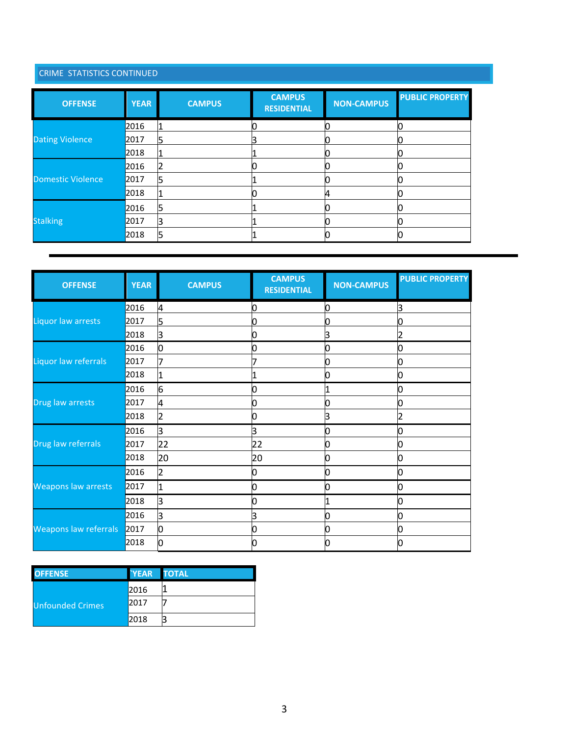## CRIME STATISTICS CONTINUED

| OFFENSE | YEAR | CAMPUS | CAMPUS RESIDENTIAL | NON-CAMPUS | PUBLIC PROPERTY |
|---|---|---|---|---|---|
| Dating Violence | 2016 | 1 | 0 | 0 | 0 |
| | 2017 | 5 | 3 | 0 | 0 |
| | 2018 | 1 | 1 | 0 | 0 |
| Domestic Violence | 2016 | 2 | 0 | 0 | 0 |
| | 2017 | 5 | 1 | 0 | 0 |
| | 2018 | 1 | 0 | 4 | 0 |
| Stalking | 2016 | 5 | 1 | 0 | 0 |
| | 2017 | 3 | 1 | 0 | 0 |
| | 2018 | 5 | 1 | 0 | 0 |

| OFFENSE | YEAR | CAMPUS | CAMPUS RESIDENTIAL | NON-CAMPUS | PUBLIC PROPERTY |
|---|---|---|---|---|---|
| Liquor law arrests | 2016 | 4 | 0 | 0 | 3 |
| | 2017 | 5 | 0 | 0 | 0 |
| | 2018 | 3 | 0 | 3 | 2 |
| Liquor law referrals | 2016 | 0 | 0 | 0 | 0 |
| | 2017 | 7 | 7 | 0 | 0 |
| | 2018 | 1 | 1 | 0 | 0 |
| Drug law arrests | 2016 | 6 | 0 | 1 | 0 |
| | 2017 | 4 | 0 | 0 | 0 |
| | 2018 | 2 | 0 | 3 | 2 |
| Drug law referrals | 2016 | 3 | 3 | 0 | 0 |
| | 2017 | 22 | 22 | 0 | 0 |
| | 2018 | 20 | 20 | 0 | 0 |
| Weapons law arrests | 2016 | 2 | 0 | 0 | 0 |
| | 2017 | 1 | 0 | 0 | 0 |
| | 2018 | 3 | 0 | 1 | 0 |
| Weapons law referrals | 2016 | 3 | 3 | 0 | 0 |
| | 2017 | 0 | 0 | 0 | 0 |
| | 2018 | 0 | 0 | 0 | 0 |

| OFFENSE | `YEAR | TOTAL |
|---|---|---|
| Unfounded Crimes | 2016 | 1 |
| | 2017 | 7 |
| | 2018 | 3 |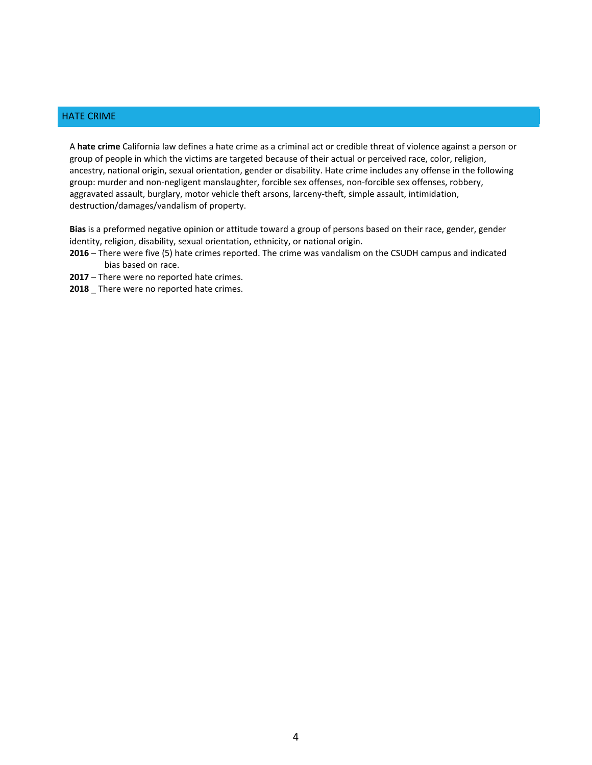## HATE CRIME

A **hate crime** California law defines a hate crime as a criminal act or credible threat of violence against a person or group of people in which the victims are targeted because of their actual or perceived race, color, religion, ancestry, national origin, sexual orientation, gender or disability. Hate crime includes any offense in the following group: murder and non-negligent manslaughter, forcible sex offenses, non-forcible sex offenses, robbery, aggravated assault, burglary, motor vehicle theft arsons, larceny-theft, simple assault, intimidation, destruction/damages/vandalism of property.

**Bias** is a preformed negative opinion or attitude toward a group of persons based on their race, gender, gender identity, religion, disability, sexual orientation, ethnicity, or national origin.

**2016** – There were five (5) hate crimes reported. The crime was vandalism on the CSUDH campus and indicated bias based on race.

**2017** – There were no reported hate crimes.

**2018** _ There were no reported hate crimes.